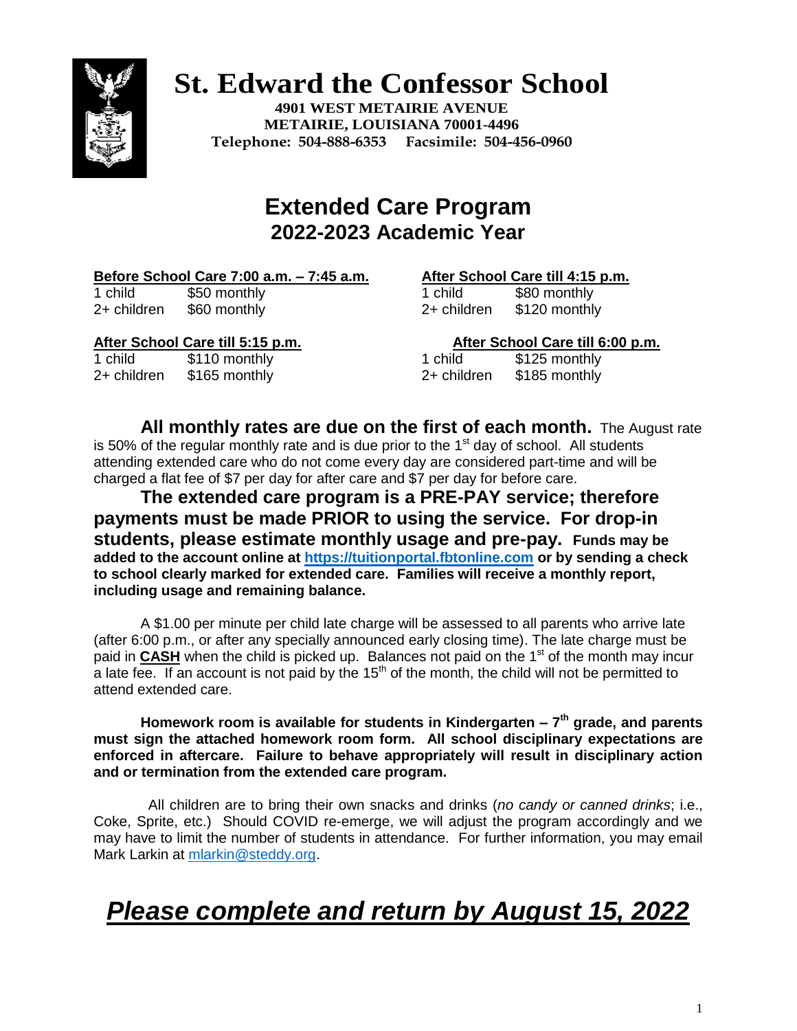# St. Edward the Confessor School

**4901 WEST METAIRIE AVENUE**
**METAIRIE, LOUISIANA 70001-4496**
**Telephone: 504-888-6353 Facsimile: 504-456-0960**

## Extended Care Program
## 2022-2023 Academic Year

**Before School Care 7:00 a.m. – 7:45 a.m.**

| | |
|---|---|
| 1 child | $50 monthly |
| 2+ children | $60 monthly |

**After School Care till 4:15 p.m.**

| | |
|---|---|
| 1 child | $80 monthly |
| 2+ children | $120 monthly |

**After School Care till 5:15 p.m.**

| | |
|---|---|
| 1 child | $110 monthly |
| 2+ children | $165 monthly |

**After School Care till 6:00 p.m.**

| | |
|---|---|
| 1 child | $125 monthly |
| 2+ children | $185 monthly |

**All monthly rates are due on the first of each month.** The August rate is 50% of the regular monthly rate and is due prior to the 1st day of school. All students attending extended care who do not come every day are considered part-time and will be charged a flat fee of $7 per day for after care and $7 per day for before care.

**The extended care program is a PRE-PAY service; therefore payments must be made PRIOR to using the service. For drop-in students, please estimate monthly usage and pre-pay. Funds may be added to the account online at https://tuitionportal.fbtonline.com or by sending a check to school clearly marked for extended care. Families will receive a monthly report, including usage and remaining balance.**

A $1.00 per minute per child late charge will be assessed to all parents who arrive late (after 6:00 p.m., or after any specially announced early closing time). The late charge must be paid in **CASH** when the child is picked up. Balances not paid on the 1st of the month may incur a late fee. If an account is not paid by the 15th of the month, the child will not be permitted to attend extended care.

**Homework room is available for students in Kindergarten – 7th grade, and parents must sign the attached homework room form. All school disciplinary expectations are enforced in aftercare. Failure to behave appropriately will result in disciplinary action and or termination from the extended care program.**

All children are to bring their own snacks and drinks (*no candy or canned drinks*; i.e., Coke, Sprite, etc.) Should COVID re-emerge, we will adjust the program accordingly and we may have to limit the number of students in attendance. For further information, you may email Mark Larkin at mlarkin@steddy.org.

# ***Please complete and return by August 15, 2022***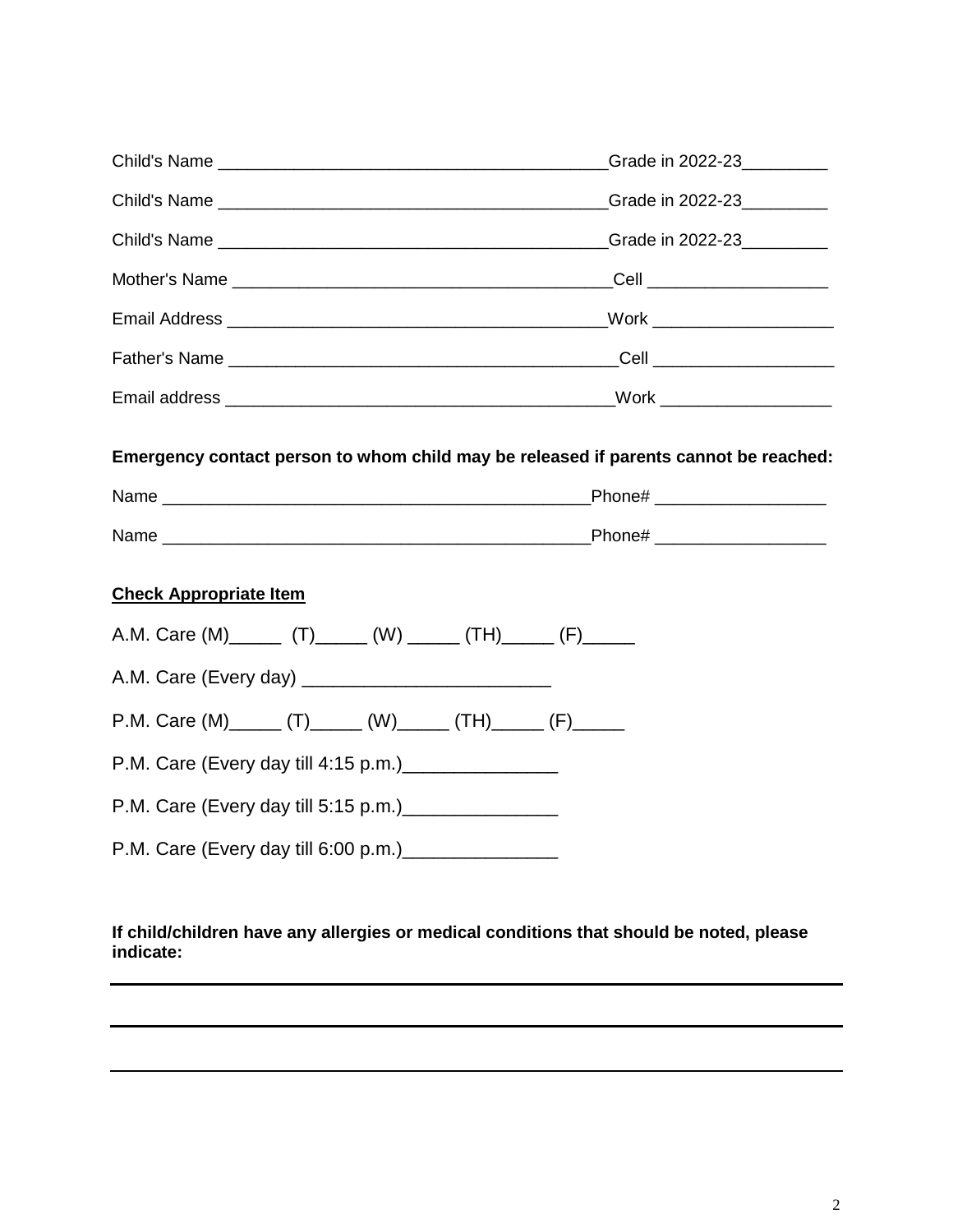Child's Name ________________________________________Grade in 2022-23_________

Child's Name ________________________________________Grade in 2022-23_________

Child's Name ________________________________________Grade in 2022-23_________

Mother's Name _______________________________________Cell ___________________

Email Address _______________________________________Work ___________________

Father's Name ________________________________________Cell ___________________

Email address ________________________________________Work __________________

**Emergency contact person to whom child may be released if parents cannot be reached:**

Name ____________________________________________Phone# __________________

Name ____________________________________________Phone# __________________

**Check Appropriate Item**

A.M. Care (M)_____ (T)_____ (W) _____ (TH)_____ (F)_____

A.M. Care (Every day) ________________________

P.M. Care (M)_____ (T)_____ (W)_____ (TH)_____ (F)_____

P.M. Care (Every day till 4:15 p.m.)_______________

P.M. Care (Every day till 5:15 p.m.)_______________

P.M. Care (Every day till 6:00 p.m.)_______________

**If child/children have any allergies or medical conditions that should be noted, please indicate:**

---

---

---